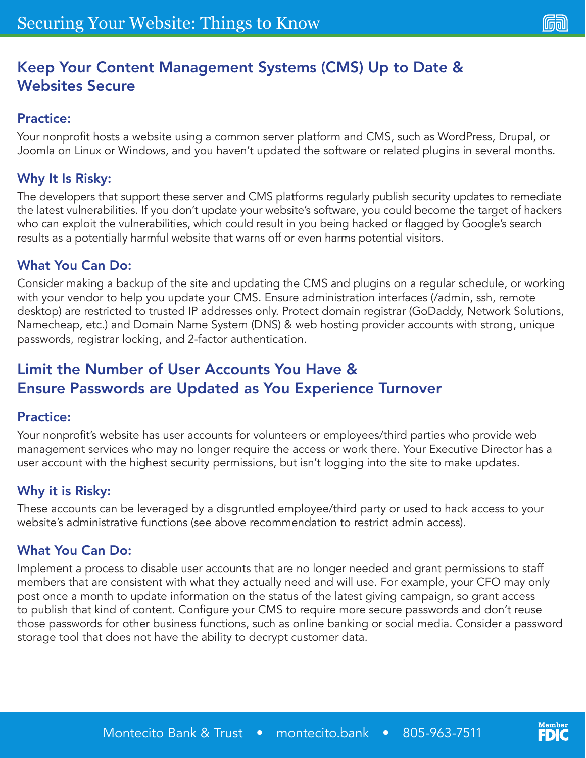# Securing Your Website: Things to Know

## Keep Your Content Management Systems (CMS) Up to Date & Websites Secure

### Practice:

Your nonprofit hosts a website using a common server platform and CMS, such as WordPress, Drupal, or Joomla on Linux or Windows, and you haven't updated the software or related plugins in several months.

### Why It Is Risky:

The developers that support these server and CMS platforms regularly publish security updates to remediate the latest vulnerabilities. If you don't update your website's software, you could become the target of hackers who can exploit the vulnerabilities, which could result in you being hacked or flagged by Google's search results as a potentially harmful website that warns off or even harms potential visitors.

### What You Can Do:

Consider making a backup of the site and updating the CMS and plugins on a regular schedule, or working with your vendor to help you update your CMS. Ensure administration interfaces (/admin, ssh, remote desktop) are restricted to trusted IP addresses only. Protect domain registrar (GoDaddy, Network Solutions, Namecheap, etc.) and Domain Name System (DNS) & web hosting provider accounts with strong, unique passwords, registrar locking, and 2-factor authentication.

## Limit the Number of User Accounts You Have & Ensure Passwords are Updated as You Experience Turnover

### Practice:

Your nonprofit's website has user accounts for volunteers or employees/third parties who provide web management services who may no longer require the access or work there. Your Executive Director has a user account with the highest security permissions, but isn't logging into the site to make updates.

### Why it is Risky:

These accounts can be leveraged by a disgruntled employee/third party or used to hack access to your website's administrative functions (see above recommendation to restrict admin access).

### What You Can Do:

Implement a process to disable user accounts that are no longer needed and grant permissions to staff members that are consistent with what they actually need and will use. For example, your CFO may only post once a month to update information on the status of the latest giving campaign, so grant access to publish that kind of content. Configure your CMS to require more secure passwords and don't reuse those passwords for other business functions, such as online banking or social media. Consider a password storage tool that does not have the ability to decrypt customer data.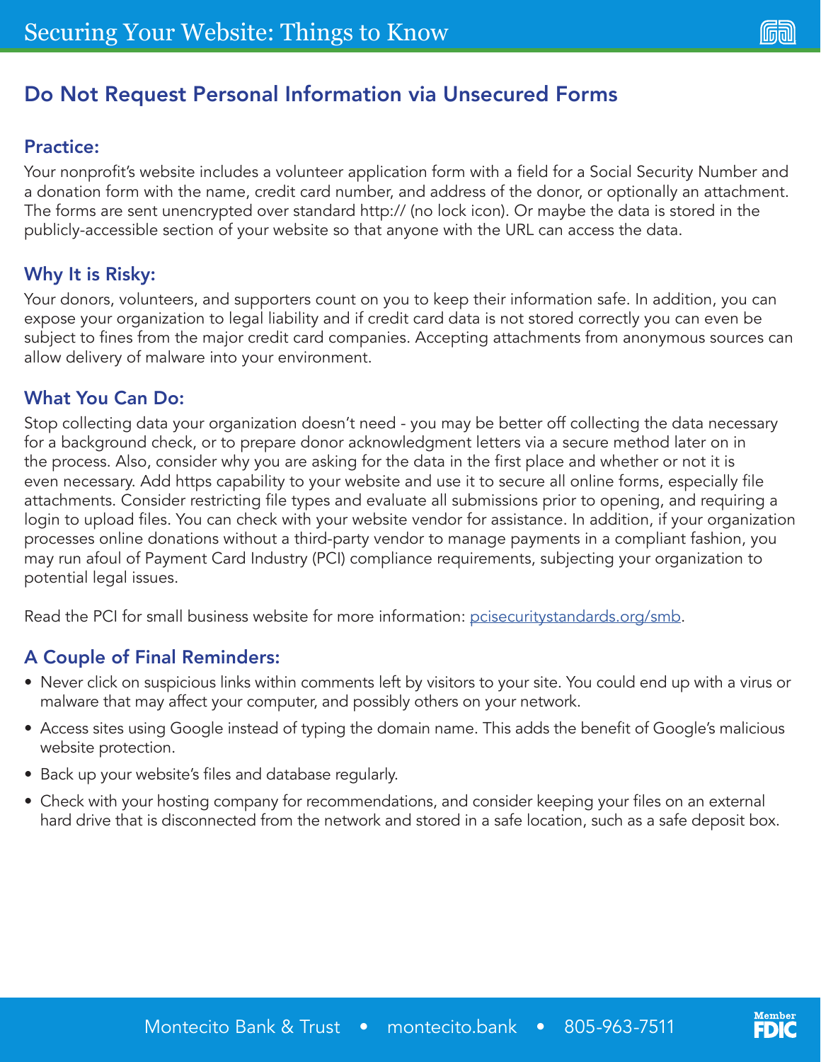## Do Not Request Personal Information via Unsecured Forms

### Practice:

Your nonprofit's website includes a volunteer application form with a field for a Social Security Number and a donation form with the name, credit card number, and address of the donor, or optionally an attachment. The forms are sent unencrypted over standard http:// (no lock icon). Or maybe the data is stored in the publicly-accessible section of your website so that anyone with the URL can access the data.

### Why It is Risky:

Your donors, volunteers, and supporters count on you to keep their information safe. In addition, you can expose your organization to legal liability and if credit card data is not stored correctly you can even be subject to fines from the major credit card companies. Accepting attachments from anonymous sources can allow delivery of malware into your environment.

### What You Can Do:

Stop collecting data your organization doesn't need - you may be better off collecting the data necessary for a background check, or to prepare donor acknowledgment letters via a secure method later on in the process. Also, consider why you are asking for the data in the first place and whether or not it is even necessary. Add https capability to your website and use it to secure all online forms, especially file attachments. Consider restricting file types and evaluate all submissions prior to opening, and requiring a login to upload files. You can check with your website vendor for assistance. In addition, if your organization processes online donations without a third-party vendor to manage payments in a compliant fashion, you may run afoul of Payment Card Industry (PCI) compliance requirements, subjecting your organization to potential legal issues.

Read the PCI for small business website for more information: pcisecuritystandards.org/smb.

### A Couple of Final Reminders:

- Never click on suspicious links within comments left by visitors to your site. You could end up with a virus or malware that may affect your computer, and possibly others on your network.
- Access sites using Google instead of typing the domain name. This adds the benefit of Google's malicious website protection.
- Back up your website's files and database regularly.
- Check with your hosting company for recommendations, and consider keeping your files on an external hard drive that is disconnected from the network and stored in a safe location, such as a safe deposit box.